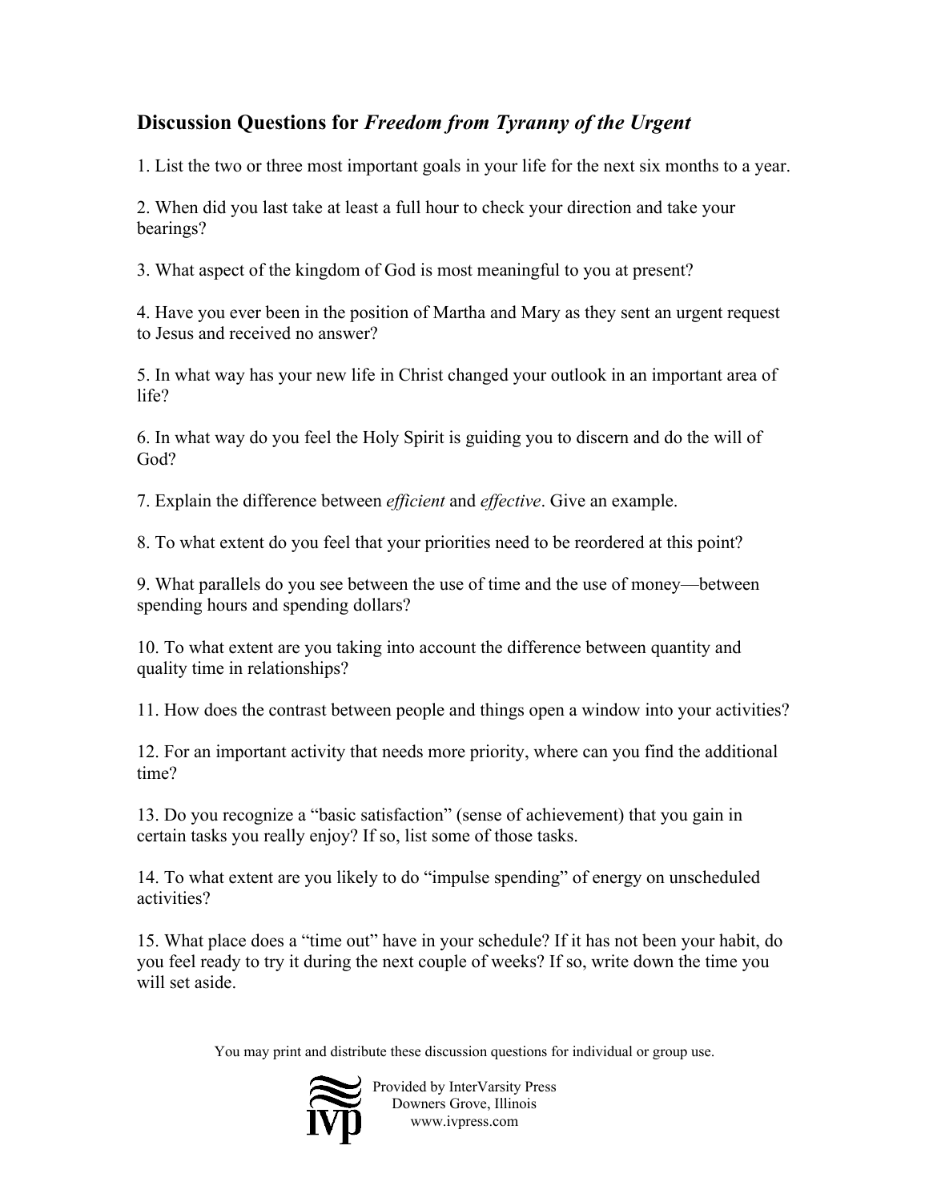## Discussion Questions for *Freedom from Tyranny of the Urgent*

1. List the two or three most important goals in your life for the next six months to a year.

2. When did you last take at least a full hour to check your direction and take your bearings?

3. What aspect of the kingdom of God is most meaningful to you at present?

4. Have you ever been in the position of Martha and Mary as they sent an urgent request to Jesus and received no answer?

5. In what way has your new life in Christ changed your outlook in an important area of life?

6. In what way do you feel the Holy Spirit is guiding you to discern and do the will of God?

7. Explain the difference between *efficient* and *effective*. Give an example.

8. To what extent do you feel that your priorities need to be reordered at this point?

9. What parallels do you see between the use of time and the use of money—between spending hours and spending dollars?

10. To what extent are you taking into account the difference between quantity and quality time in relationships?

11. How does the contrast between people and things open a window into your activities?

12. For an important activity that needs more priority, where can you find the additional time?

13. Do you recognize a "basic satisfaction" (sense of achievement) that you gain in certain tasks you really enjoy? If so, list some of those tasks.

14. To what extent are you likely to do "impulse spending" of energy on unscheduled activities?

15. What place does a "time out" have in your schedule? If it has not been your habit, do you feel ready to try it during the next couple of weeks? If so, write down the time you will set aside.

You may print and distribute these discussion questions for individual or group use.

Provided by InterVarsity Press
Downers Grove, Illinois
www.ivpress.com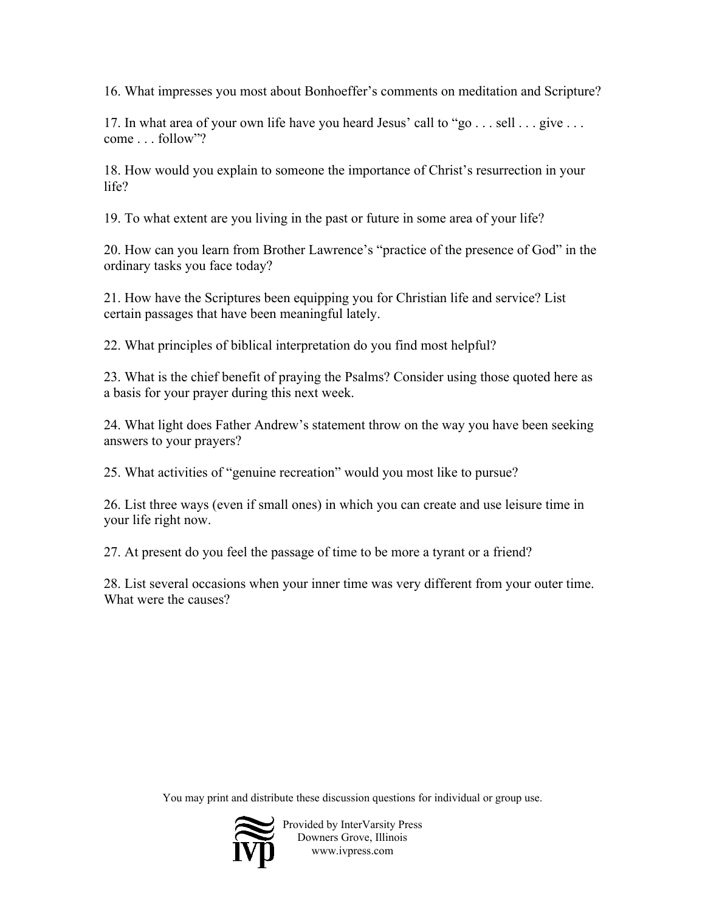16. What impresses you most about Bonhoeffer's comments on meditation and Scripture?

17. In what area of your own life have you heard Jesus' call to "go . . . sell . . . give . . . come . . . follow"?

18. How would you explain to someone the importance of Christ's resurrection in your life?

19. To what extent are you living in the past or future in some area of your life?

20. How can you learn from Brother Lawrence's "practice of the presence of God" in the ordinary tasks you face today?

21. How have the Scriptures been equipping you for Christian life and service? List certain passages that have been meaningful lately.

22. What principles of biblical interpretation do you find most helpful?

23. What is the chief benefit of praying the Psalms? Consider using those quoted here as a basis for your prayer during this next week.

24. What light does Father Andrew's statement throw on the way you have been seeking answers to your prayers?

25. What activities of "genuine recreation" would you most like to pursue?

26. List three ways (even if small ones) in which you can create and use leisure time in your life right now.

27. At present do you feel the passage of time to be more a tyrant or a friend?

28. List several occasions when your inner time was very different from your outer time. What were the causes?

You may print and distribute these discussion questions for individual or group use.

Provided by InterVarsity Press
Downers Grove, Illinois
www.ivpress.com